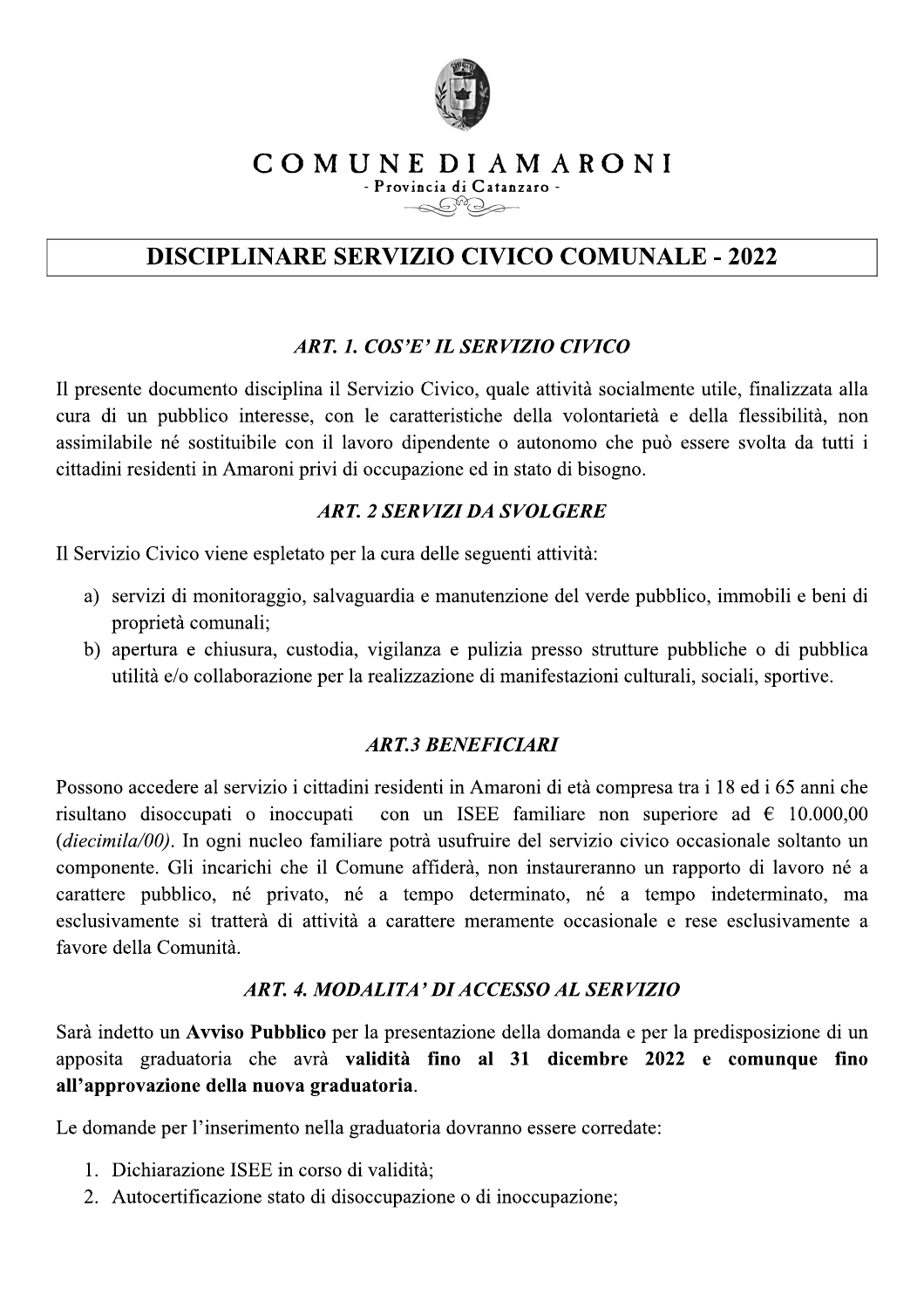# COMUNE DI AMARONI

- Provincia di Catanzaro -

## DISCIPLINARE SERVIZIO CIVICO COMUNALE - 2022

### *ART. 1. COS'E' IL SERVIZIO CIVICO*

Il presente documento disciplina il Servizio Civico, quale attività socialmente utile, finalizzata alla cura di un pubblico interesse, con le caratteristiche della volontarietà e della flessibilità, non assimilabile né sostituibile con il lavoro dipendente o autonomo che può essere svolta da tutti i cittadini residenti in Amaroni privi di occupazione ed in stato di bisogno.

### *ART. 2 SERVIZI DA SVOLGERE*

Il Servizio Civico viene espletato per la cura delle seguenti attività:

a) servizi di monitoraggio, salvaguardia e manutenzione del verde pubblico, immobili e beni di proprietà comunali;
b) apertura e chiusura, custodia, vigilanza e pulizia presso strutture pubbliche o di pubblica utilità e/o collaborazione per la realizzazione di manifestazioni culturali, sociali, sportive.

### *ART.3 BENEFICIARI*

Possono accedere al servizio i cittadini residenti in Amaroni di età compresa tra i 18 ed i 65 anni che risultano disoccupati o inoccupati con un ISEE familiare non superiore ad € 10.000,00 (*diecimila/00*). In ogni nucleo familiare potrà usufruire del servizio civico occasionale soltanto un componente. Gli incarichi che il Comune affiderà, non instaureranno un rapporto di lavoro né a carattere pubblico, né privato, né a tempo determinato, né a tempo indeterminato, ma esclusivamente si tratterà di attività a carattere meramente occasionale e rese esclusivamente a favore della Comunità.

### *ART. 4. MODALITA' DI ACCESSO AL SERVIZIO*

Sarà indetto un **Avviso Pubblico** per la presentazione della domanda e per la predisposizione di un apposita graduatoria che avrà **validità fino al 31 dicembre 2022 e comunque fino all'approvazione della nuova graduatoria**.

Le domande per l'inserimento nella graduatoria dovranno essere corredate:

1. Dichiarazione ISEE in corso di validità;
2. Autocertificazione stato di disoccupazione o di inoccupazione;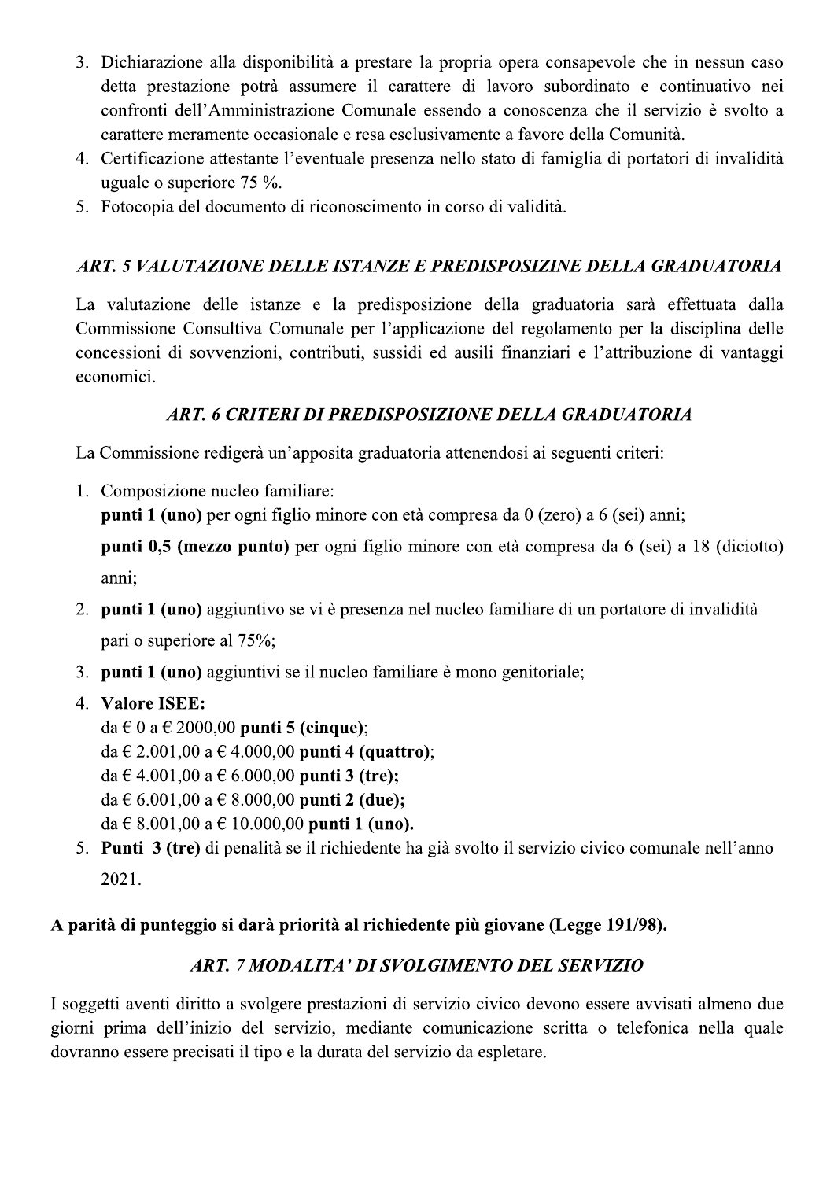3. Dichiarazione alla disponibilità a prestare la propria opera consapevole che in nessun caso detta prestazione potrà assumere il carattere di lavoro subordinato e continuativo nei confronti dell'Amministrazione Comunale essendo a conoscenza che il servizio è svolto a carattere meramente occasionale e resa esclusivamente a favore della Comunità.
4. Certificazione attestante l'eventuale presenza nello stato di famiglia di portatori di invalidità uguale o superiore 75 %.
5. Fotocopia del documento di riconoscimento in corso di validità.

## *ART. 5 VALUTAZIONE DELLE ISTANZE E PREDISPOSIZINE DELLA GRADUATORIA*

La valutazione delle istanze e la predisposizione della graduatoria sarà effettuata dalla Commissione Consultiva Comunale per l'applicazione del regolamento per la disciplina delle concessioni di sovvenzioni, contributi, sussidi ed ausili finanziari e l'attribuzione di vantaggi economici.

## *ART. 6 CRITERI DI PREDISPOSIZIONE DELLA GRADUATORIA*

La Commissione redigerà un'apposita graduatoria attenendosi ai seguenti criteri:

1. Composizione nucleo familiare:
   **punti 1 (uno)** per ogni figlio minore con età compresa da 0 (zero) a 6 (sei) anni;

   **punti 0,5 (mezzo punto)** per ogni figlio minore con età compresa da 6 (sei) a 18 (diciotto) anni;
2. **punti 1 (uno)** aggiuntivo se vi è presenza nel nucleo familiare di un portatore di invalidità pari o superiore al 75%;
3. **punti 1 (uno)** aggiuntivi se il nucleo familiare è mono genitoriale;
4. **Valore ISEE:**
   da € 0 a € 2000,00 **punti 5 (cinque)**;
   da € 2.001,00 a € 4.000,00 **punti 4 (quattro)**;
   da € 4.001,00 a € 6.000,00 **punti 3 (tre);**
   da € 6.001,00 a € 8.000,00 **punti 2 (due);**
   da € 8.001,00 a € 10.000,00 **punti 1 (uno).**
5. **Punti 3 (tre)** di penalità se il richiedente ha già svolto il servizio civico comunale nell'anno 2021.

**A parità di punteggio si darà priorità al richiedente più giovane (Legge 191/98).**

## *ART. 7 MODALITA' DI SVOLGIMENTO DEL SERVIZIO*

I soggetti aventi diritto a svolgere prestazioni di servizio civico devono essere avvisati almeno due giorni prima dell'inizio del servizio, mediante comunicazione scritta o telefonica nella quale dovranno essere precisati il tipo e la durata del servizio da espletare.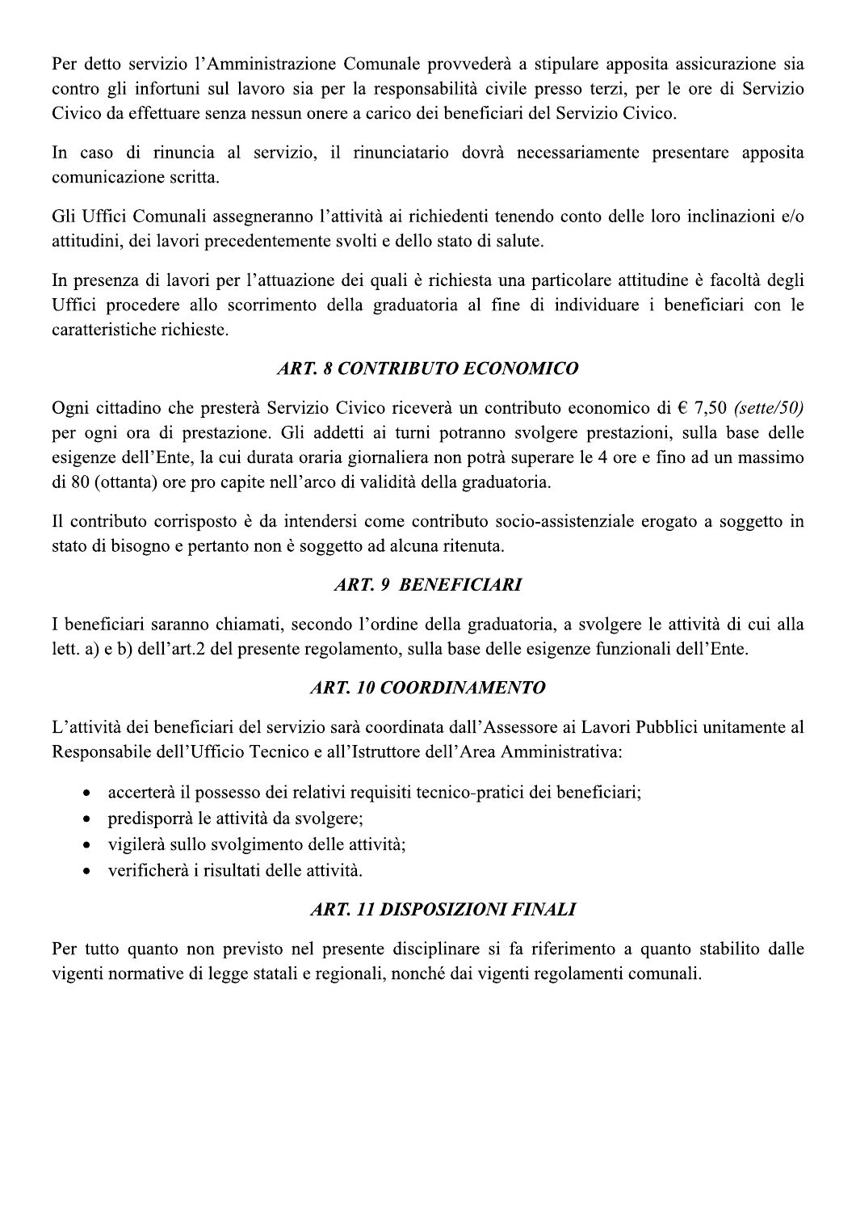Per detto servizio l'Amministrazione Comunale provvederà a stipulare apposita assicurazione sia contro gli infortuni sul lavoro sia per la responsabilità civile presso terzi, per le ore di Servizio Civico da effettuare senza nessun onere a carico dei beneficiari del Servizio Civico.

In caso di rinuncia al servizio, il rinunciatario dovrà necessariamente presentare apposita comunicazione scritta.

Gli Uffici Comunali assegneranno l'attività ai richiedenti tenendo conto delle loro inclinazioni e/o attitudini, dei lavori precedentemente svolti e dello stato di salute.

In presenza di lavori per l'attuazione dei quali è richiesta una particolare attitudine è facoltà degli Uffici procedere allo scorrimento della graduatoria al fine di individuare i beneficiari con le caratteristiche richieste.

### ***ART. 8 CONTRIBUTO ECONOMICO***

Ogni cittadino che presterà Servizio Civico riceverà un contributo economico di € 7,50 *(sette/50)* per ogni ora di prestazione. Gli addetti ai turni potranno svolgere prestazioni, sulla base delle esigenze dell'Ente, la cui durata oraria giornaliera non potrà superare le 4 ore e fino ad un massimo di 80 (ottanta) ore pro capite nell'arco di validità della graduatoria.

Il contributo corrisposto è da intendersi come contributo socio-assistenziale erogato a soggetto in stato di bisogno e pertanto non è soggetto ad alcuna ritenuta.

### ***ART. 9 BENEFICIARI***

I beneficiari saranno chiamati, secondo l'ordine della graduatoria, a svolgere le attività di cui alla lett. a) e b) dell'art.2 del presente regolamento, sulla base delle esigenze funzionali dell'Ente.

### ***ART. 10 COORDINAMENTO***

L'attività dei beneficiari del servizio sarà coordinata dall'Assessore ai Lavori Pubblici unitamente al Responsabile dell'Ufficio Tecnico e all'Istruttore dell'Area Amministrativa:

- accerterà il possesso dei relativi requisiti tecnico-pratici dei beneficiari;
- predisporrà le attività da svolgere;
- vigilerà sullo svolgimento delle attività;
- verificherà i risultati delle attività.

### ***ART. 11 DISPOSIZIONI FINALI***

Per tutto quanto non previsto nel presente disciplinare si fa riferimento a quanto stabilito dalle vigenti normative di legge statali e regionali, nonché dai vigenti regolamenti comunali.